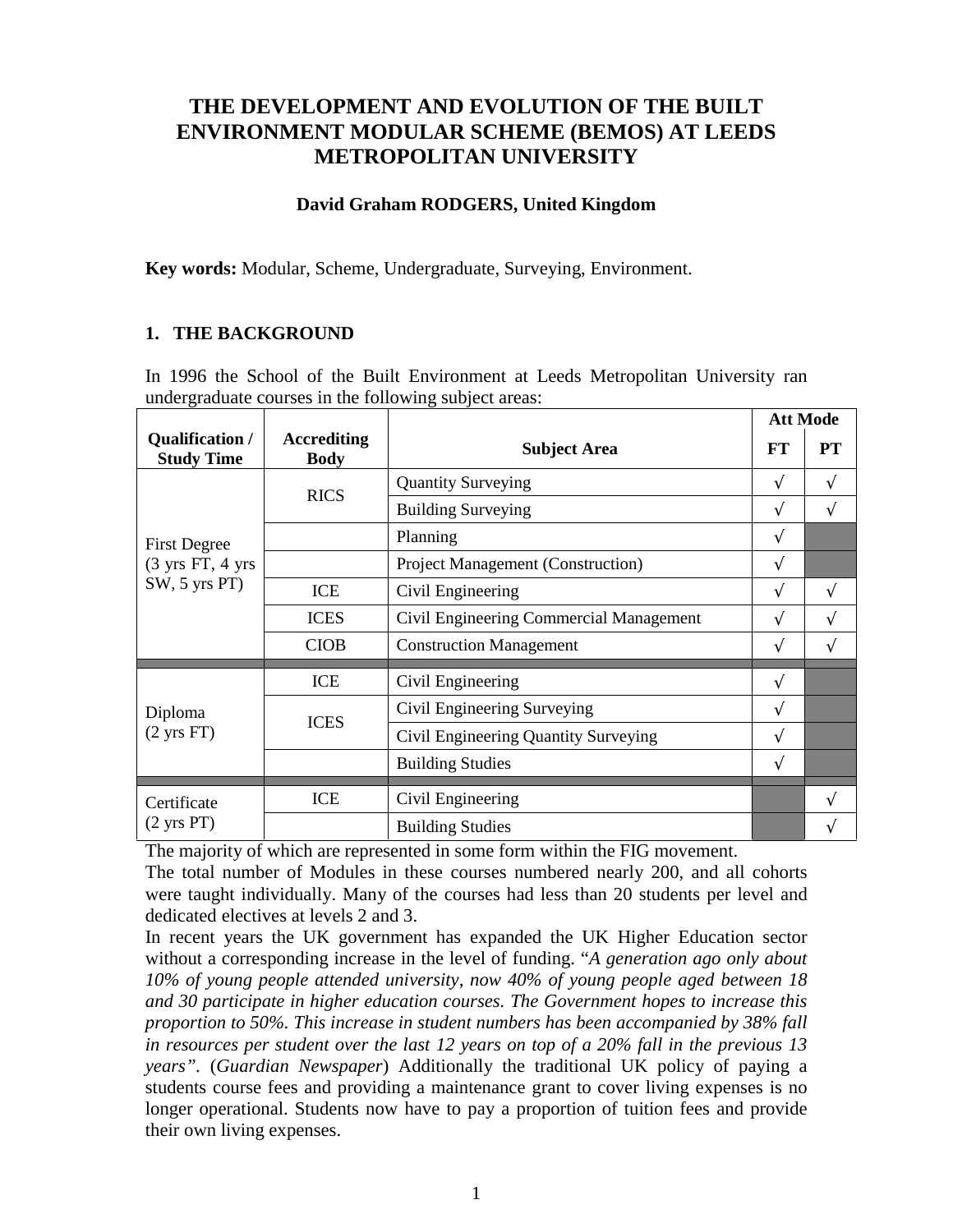# THE DEVELOPMENT AND EVOLUTION OF THE BUILT ENVIRONMENT MODULAR SCHEME (BEMOS) AT LEEDS METROPOLITAN UNIVERSITY

**David Graham RODGERS, United Kingdom**

**Key words:** Modular, Scheme, Undergraduate, Surveying, Environment.

## 1. THE BACKGROUND

In 1996 the School of the Built Environment at Leeds Metropolitan University ran undergraduate courses in the following subject areas:

| Qualification / Study Time | Accrediting Body | Subject Area | Att Mode | |
|---|---|---|---|---|
| | | | FT | PT |
| First Degree (3 yrs FT, 4 yrs SW, 5 yrs PT) | RICS | Quantity Surveying | √ | √ |
| | | Building Surveying | √ | √ |
| | | Planning | √ | |
| | | Project Management (Construction) | √ | |
| | ICE | Civil Engineering | √ | √ |
| | ICES | Civil Engineering Commercial Management | √ | √ |
| | CIOB | Construction Management | √ | √ |
| Diploma (2 yrs FT) | ICE | Civil Engineering | √ | |
| | ICES | Civil Engineering Surveying | √ | |
| | | Civil Engineering Quantity Surveying | √ | |
| | | Building Studies | √ | |
| Certificate (2 yrs PT) | ICE | Civil Engineering | | √ |
| | | Building Studies | | √ |

The majority of which are represented in some form within the FIG movement.

The total number of Modules in these courses numbered nearly 200, and all cohorts were taught individually. Many of the courses had less than 20 students per level and dedicated electives at levels 2 and 3.

In recent years the UK government has expanded the UK Higher Education sector without a corresponding increase in the level of funding. "*A generation ago only about 10% of young people attended university, now 40% of young people aged between 18 and 30 participate in higher education courses. The Government hopes to increase this proportion to 50%. This increase in student numbers has been accompanied by 38% fall in resources per student over the last 12 years on top of a 20% fall in the previous 13 years*". (*Guardian Newspaper*) Additionally the traditional UK policy of paying a students course fees and providing a maintenance grant to cover living expenses is no longer operational. Students now have to pay a proportion of tuition fees and provide their own living expenses.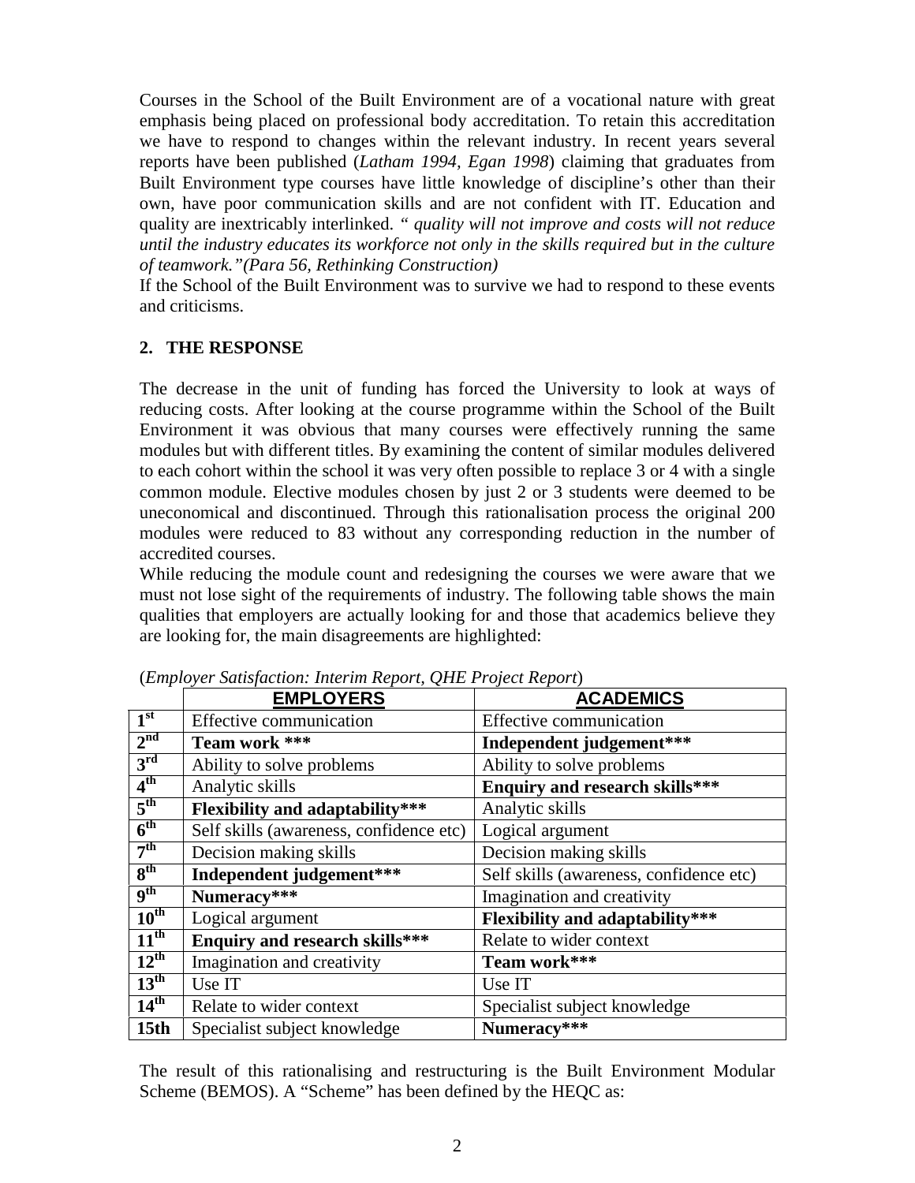Courses in the School of the Built Environment are of a vocational nature with great emphasis being placed on professional body accreditation. To retain this accreditation we have to respond to changes within the relevant industry. In recent years several reports have been published (*Latham 1994, Egan 1998*) claiming that graduates from Built Environment type courses have little knowledge of discipline's other than their own, have poor communication skills and are not confident with IT. Education and quality are inextricably interlinked. *" quality will not improve and costs will not reduce until the industry educates its workforce not only in the skills required but in the culture of teamwork."(Para 56, Rethinking Construction)*

If the School of the Built Environment was to survive we had to respond to these events and criticisms.

## 2. THE RESPONSE

The decrease in the unit of funding has forced the University to look at ways of reducing costs. After looking at the course programme within the School of the Built Environment it was obvious that many courses were effectively running the same modules but with different titles. By examining the content of similar modules delivered to each cohort within the school it was very often possible to replace 3 or 4 with a single common module. Elective modules chosen by just 2 or 3 students were deemed to be uneconomical and discontinued. Through this rationalisation process the original 200 modules were reduced to 83 without any corresponding reduction in the number of accredited courses.

While reducing the module count and redesigning the courses we were aware that we must not lose sight of the requirements of industry. The following table shows the main qualities that employers are actually looking for and those that academics believe they are looking for, the main disagreements are highlighted:

(*Employer Satisfaction: Interim Report, QHE Project Report*)

| | **EMPLOYERS** | **ACADEMICS** |
|---|---|---|
| **1st** | Effective communication | Effective communication |
| **2nd** | **Team work *** ** | **Independent judgement*** ** |
| **3rd** | Ability to solve problems | Ability to solve problems |
| **4th** | Analytic skills | **Enquiry and research skills*** ** |
| **5th** | **Flexibility and adaptability*** ** | Analytic skills |
| **6th** | Self skills (awareness, confidence etc) | Logical argument |
| **7th** | Decision making skills | Decision making skills |
| **8th** | **Independent judgement*** ** | Self skills (awareness, confidence etc) |
| **9th** | **Numeracy*** ** | Imagination and creativity |
| **10th** | Logical argument | **Flexibility and adaptability*** ** |
| **11th** | **Enquiry and research skills*** ** | Relate to wider context |
| **12th** | Imagination and creativity | **Team work*** ** |
| **13th** | Use IT | Use IT |
| **14th** | Relate to wider context | Specialist subject knowledge |
| **15th** | Specialist subject knowledge | **Numeracy*** ** |

The result of this rationalising and restructuring is the Built Environment Modular Scheme (BEMOS). A "Scheme" has been defined by the HEQC as: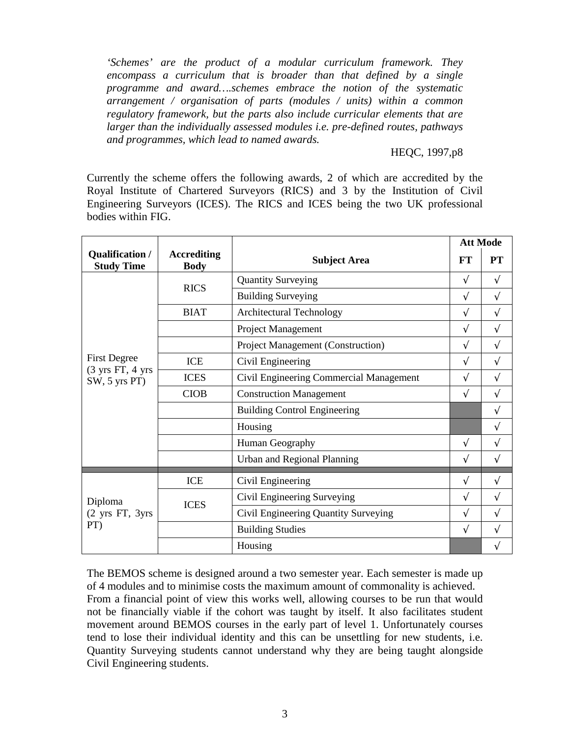*'Schemes' are the product of a modular curriculum framework. They encompass a curriculum that is broader than that defined by a single programme and award….schemes embrace the notion of the systematic arrangement / organisation of parts (modules / units) within a common regulatory framework, but the parts also include curricular elements that are larger than the individually assessed modules i.e. pre-defined routes, pathways and programmes, which lead to named awards.*

HEQC, 1997,p8

Currently the scheme offers the following awards, 2 of which are accredited by the Royal Institute of Chartered Surveyors (RICS) and 3 by the Institution of Civil Engineering Surveyors (ICES). The RICS and ICES being the two UK professional bodies within FIG.

| Qualification / Study Time | Accrediting Body | Subject Area | Att Mode | |
|---|---|---|---|---|
| | | | FT | PT |
| First Degree (3 yrs FT, 4 yrs SW, 5 yrs PT) | RICS | Quantity Surveying | √ | √ |
| | | Building Surveying | √ | √ |
| | BIAT | Architectural Technology | √ | √ |
| | | Project Management | √ | √ |
| | | Project Management (Construction) | √ | √ |
| | ICE | Civil Engineering | √ | √ |
| | ICES | Civil Engineering Commercial Management | √ | √ |
| | CIOB | Construction Management | √ | √ |
| | | Building Control Engineering | | √ |
| | | Housing | | √ |
| | | Human Geography | √ | √ |
| | | Urban and Regional Planning | √ | √ |
| Diploma (2 yrs FT, 3yrs PT) | ICE | Civil Engineering | √ | √ |
| | ICES | Civil Engineering Surveying | √ | √ |
| | | Civil Engineering Quantity Surveying | √ | √ |
| | | Building Studies | √ | √ |
| | | Housing | | √ |

The BEMOS scheme is designed around a two semester year. Each semester is made up of 4 modules and to minimise costs the maximum amount of commonality is achieved. From a financial point of view this works well, allowing courses to be run that would not be financially viable if the cohort was taught by itself. It also facilitates student movement around BEMOS courses in the early part of level 1. Unfortunately courses tend to lose their individual identity and this can be unsettling for new students, i.e. Quantity Surveying students cannot understand why they are being taught alongside Civil Engineering students.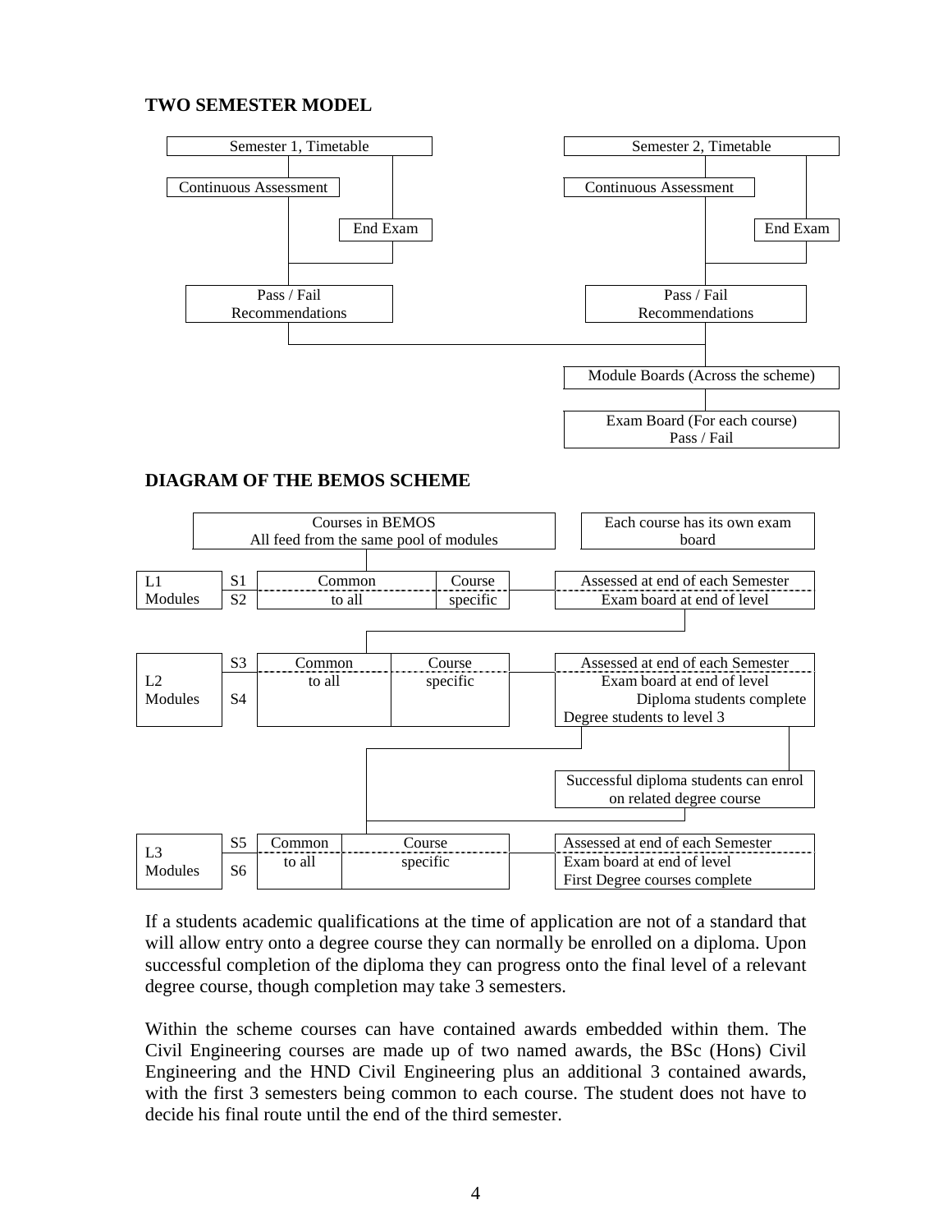**TWO SEMESTER MODEL**

Semester 1, Timetable

Continuous Assessment

End Exam

Pass / Fail Recommendations

Semester 2, Timetable

Continuous Assessment

End Exam

Pass / Fail Recommendations

Module Boards (Across the scheme)

Exam Board (For each course) Pass / Fail

**DIAGRAM OF THE BEMOS SCHEME**

Courses in BEMOS
All feed from the same pool of modules

Each course has its own exam board

| | | | | |
|---|---|---|---|---|
| L1 Modules | S1 / S2 | Common to all | Course specific | Assessed at end of each Semester; Exam board at end of level |
| L2 Modules | S3 / S4 | Common to all | Course specific | Assessed at end of each Semester; Exam board at end of level; Diploma students complete; Degree students to level 3 |
| L3 Modules | S5 / S6 | Common to all | Course specific | Assessed at end of each Semester; Exam board at end of level; First Degree courses complete |

Successful diploma students can enrol on related degree course

If a students academic qualifications at the time of application are not of a standard that will allow entry onto a degree course they can normally be enrolled on a diploma. Upon successful completion of the diploma they can progress onto the final level of a relevant degree course, though completion may take 3 semesters.

Within the scheme courses can have contained awards embedded within them. The Civil Engineering courses are made up of two named awards, the BSc (Hons) Civil Engineering and the HND Civil Engineering plus an additional 3 contained awards, with the first 3 semesters being common to each course. The student does not have to decide his final route until the end of the third semester.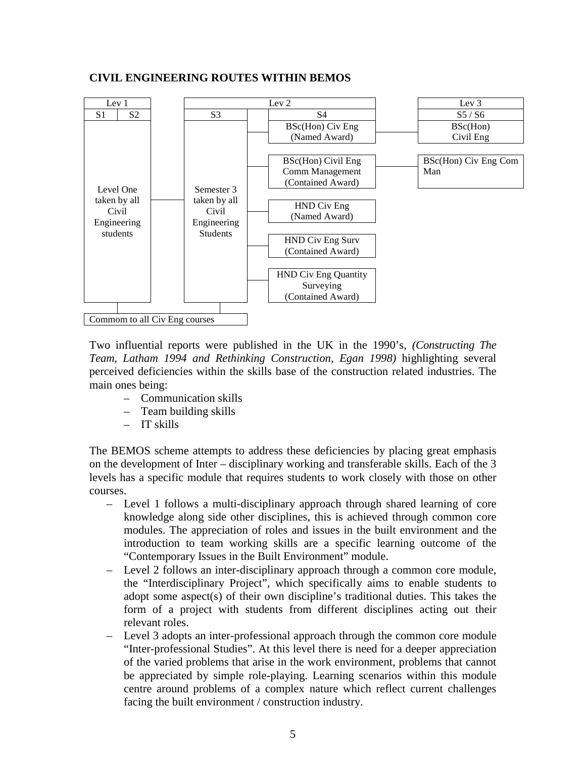**CIVIL ENGINEERING ROUTES WITHIN BEMOS**

| Lev 1 | | | Lev 2 | | | Lev 3 |
|---|---|---|---|---|---|---|
| S1 | S2 | | S3 | S4 | | S5 / S6 |
| Level One taken by all Civil Engineering students | | | Semester 3 taken by all Civil Engineering Students | BSc(Hon) Civ Eng (Named Award) | | BSc(Hon) Civil Eng |
| | | | | BSc(Hon) Civil Eng Comm Management (Contained Award) | | BSc(Hon) Civ Eng Com Man |
| | | | | HND Civ Eng (Named Award) | | |
| | | | | HND Civ Eng Surv (Contained Award) | | |
| | | | | HND Civ Eng Quantity Surveying (Contained Award) | | |
| Commom to all Civ Eng courses | | | | | | |

Two influential reports were published in the UK in the 1990's, *(Constructing The Team, Latham 1994 and Rethinking Construction, Egan 1998)* highlighting several perceived deficiencies within the skills base of the construction related industries. The main ones being:

- Communication skills
- Team building skills
- IT skills

The BEMOS scheme attempts to address these deficiencies by placing great emphasis on the development of Inter – disciplinary working and transferable skills. Each of the 3 levels has a specific module that requires students to work closely with those on other courses.

- Level 1 follows a multi-disciplinary approach through shared learning of core knowledge along side other disciplines, this is achieved through common core modules. The appreciation of roles and issues in the built environment and the introduction to team working skills are a specific learning outcome of the "Contemporary Issues in the Built Environment" module.
- Level 2 follows an inter-disciplinary approach through a common core module, the "Interdisciplinary Project", which specifically aims to enable students to adopt some aspect(s) of their own discipline's traditional duties. This takes the form of a project with students from different disciplines acting out their relevant roles.
- Level 3 adopts an inter-professional approach through the common core module "Inter-professional Studies". At this level there is need for a deeper appreciation of the varied problems that arise in the work environment, problems that cannot be appreciated by simple role-playing. Learning scenarios within this module centre around problems of a complex nature which reflect current challenges facing the built environment / construction industry.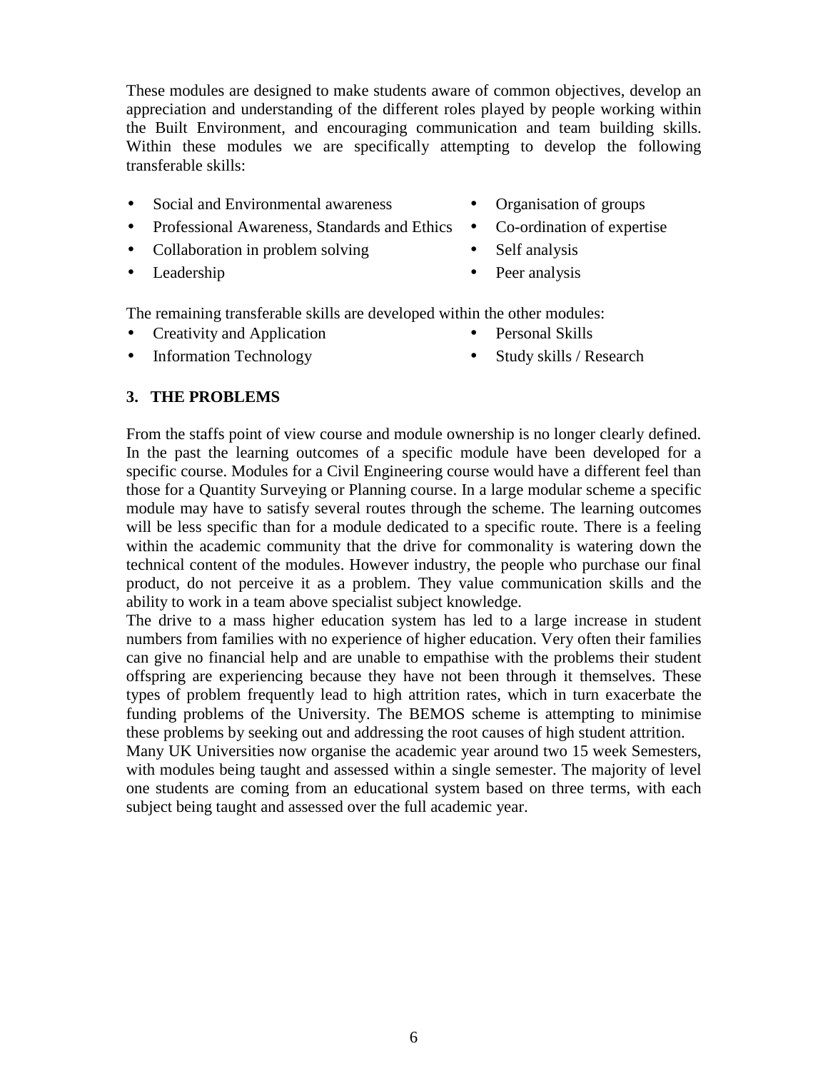These modules are designed to make students aware of common objectives, develop an appreciation and understanding of the different roles played by people working within the Built Environment, and encouraging communication and team building skills. Within these modules we are specifically attempting to develop the following transferable skills:

- Social and Environmental awareness
- Professional Awareness, Standards and Ethics
- Collaboration in problem solving
- Leadership
- Organisation of groups
- Co-ordination of expertise
- Self analysis
- Peer analysis

The remaining transferable skills are developed within the other modules:

- Creativity and Application
- Information Technology
- Personal Skills
- Study skills / Research

## 3. THE PROBLEMS

From the staffs point of view course and module ownership is no longer clearly defined. In the past the learning outcomes of a specific module have been developed for a specific course. Modules for a Civil Engineering course would have a different feel than those for a Quantity Surveying or Planning course. In a large modular scheme a specific module may have to satisfy several routes through the scheme. The learning outcomes will be less specific than for a module dedicated to a specific route. There is a feeling within the academic community that the drive for commonality is watering down the technical content of the modules. However industry, the people who purchase our final product, do not perceive it as a problem. They value communication skills and the ability to work in a team above specialist subject knowledge.

The drive to a mass higher education system has led to a large increase in student numbers from families with no experience of higher education. Very often their families can give no financial help and are unable to empathise with the problems their student offspring are experiencing because they have not been through it themselves. These types of problem frequently lead to high attrition rates, which in turn exacerbate the funding problems of the University. The BEMOS scheme is attempting to minimise these problems by seeking out and addressing the root causes of high student attrition.

Many UK Universities now organise the academic year around two 15 week Semesters, with modules being taught and assessed within a single semester. The majority of level one students are coming from an educational system based on three terms, with each subject being taught and assessed over the full academic year.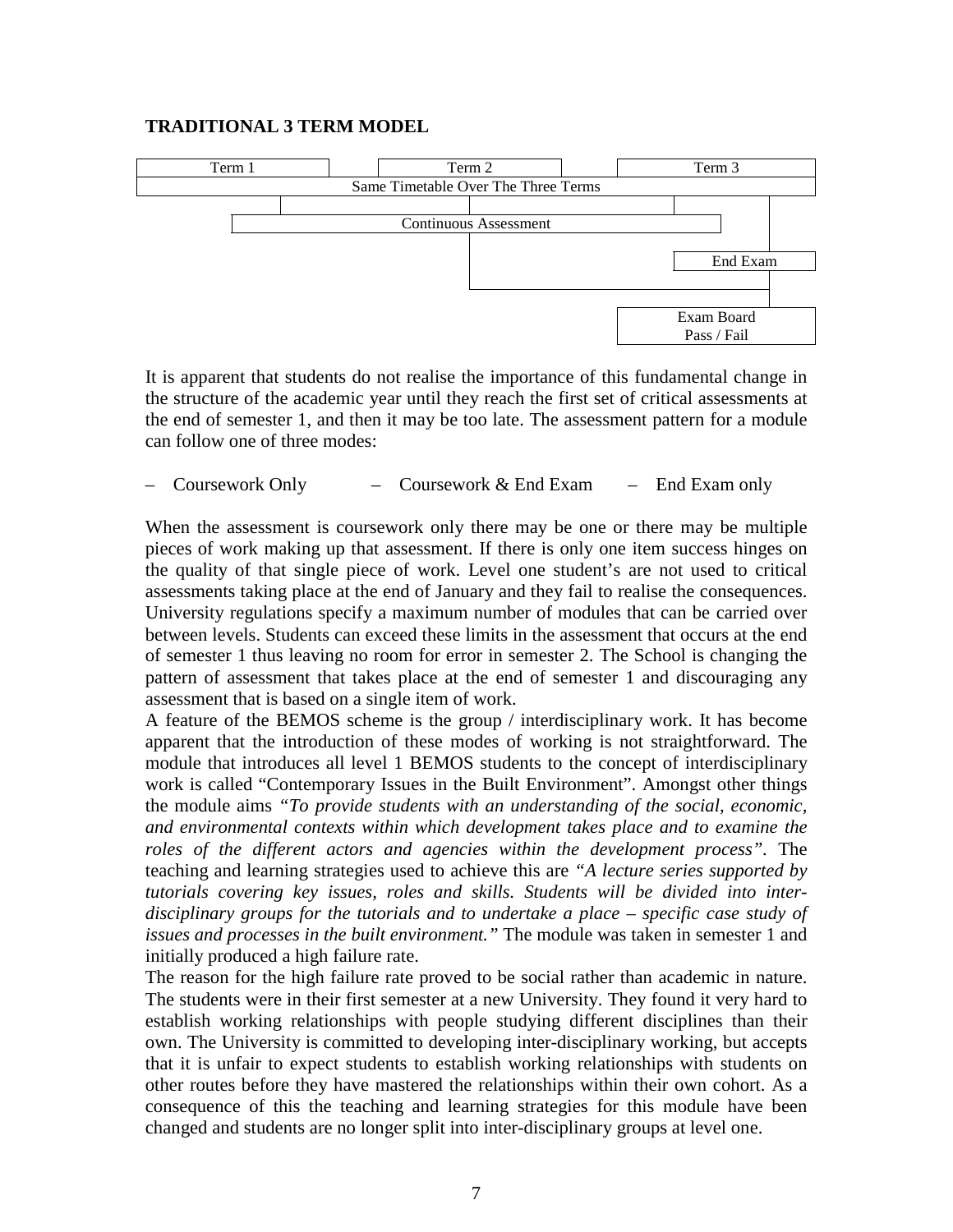**TRADITIONAL 3 TERM MODEL**

| Term 1 | | Term 2 | | Term 3 |
|---|---|---|---|---|
| Same Timetable Over The Three Terms | | | | |
| | Continuous Assessment | | | |
| | | | | End Exam |
| | | | | Exam Board Pass / Fail |

It is apparent that students do not realise the importance of this fundamental change in the structure of the academic year until they reach the first set of critical assessments at the end of semester 1, and then it may be too late. The assessment pattern for a module can follow one of three modes:

– Coursework Only – Coursework & End Exam – End Exam only

When the assessment is coursework only there may be one or there may be multiple pieces of work making up that assessment. If there is only one item success hinges on the quality of that single piece of work. Level one student's are not used to critical assessments taking place at the end of January and they fail to realise the consequences. University regulations specify a maximum number of modules that can be carried over between levels. Students can exceed these limits in the assessment that occurs at the end of semester 1 thus leaving no room for error in semester 2. The School is changing the pattern of assessment that takes place at the end of semester 1 and discouraging any assessment that is based on a single item of work.

A feature of the BEMOS scheme is the group / interdisciplinary work. It has become apparent that the introduction of these modes of working is not straightforward. The module that introduces all level 1 BEMOS students to the concept of interdisciplinary work is called "Contemporary Issues in the Built Environment". Amongst other things the module aims *"To provide students with an understanding of the social, economic, and environmental contexts within which development takes place and to examine the roles of the different actors and agencies within the development process"*. The teaching and learning strategies used to achieve this are *"A lecture series supported by tutorials covering key issues, roles and skills. Students will be divided into inter-disciplinary groups for the tutorials and to undertake a place – specific case study of issues and processes in the built environment."* The module was taken in semester 1 and initially produced a high failure rate.

The reason for the high failure rate proved to be social rather than academic in nature. The students were in their first semester at a new University. They found it very hard to establish working relationships with people studying different disciplines than their own. The University is committed to developing inter-disciplinary working, but accepts that it is unfair to expect students to establish working relationships with students on other routes before they have mastered the relationships within their own cohort. As a consequence of this the teaching and learning strategies for this module have been changed and students are no longer split into inter-disciplinary groups at level one.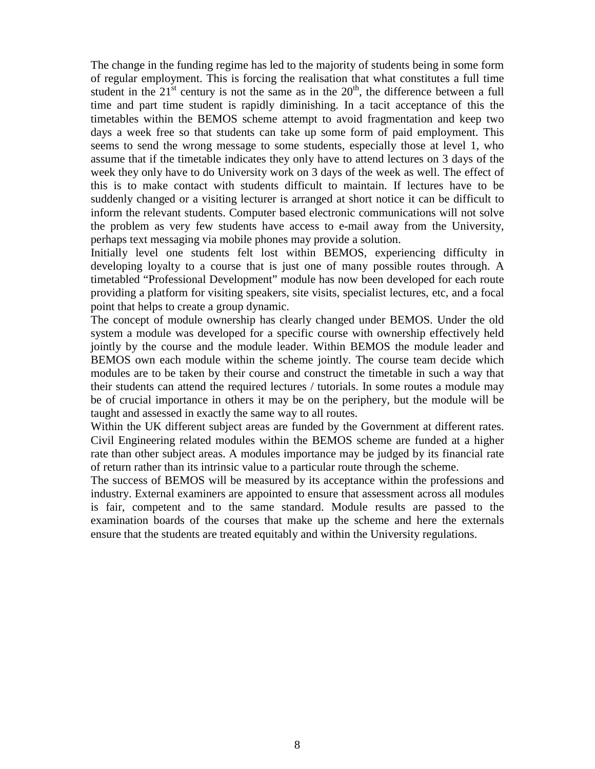The change in the funding regime has led to the majority of students being in some form of regular employment. This is forcing the realisation that what constitutes a full time student in the 21$^{st}$ century is not the same as in the 20$^{th}$, the difference between a full time and part time student is rapidly diminishing. In a tacit acceptance of this the timetables within the BEMOS scheme attempt to avoid fragmentation and keep two days a week free so that students can take up some form of paid employment. This seems to send the wrong message to some students, especially those at level 1, who assume that if the timetable indicates they only have to attend lectures on 3 days of the week they only have to do University work on 3 days of the week as well. The effect of this is to make contact with students difficult to maintain. If lectures have to be suddenly changed or a visiting lecturer is arranged at short notice it can be difficult to inform the relevant students. Computer based electronic communications will not solve the problem as very few students have access to e-mail away from the University, perhaps text messaging via mobile phones may provide a solution.

Initially level one students felt lost within BEMOS, experiencing difficulty in developing loyalty to a course that is just one of many possible routes through. A timetabled "Professional Development" module has now been developed for each route providing a platform for visiting speakers, site visits, specialist lectures, etc, and a focal point that helps to create a group dynamic.

The concept of module ownership has clearly changed under BEMOS. Under the old system a module was developed for a specific course with ownership effectively held jointly by the course and the module leader. Within BEMOS the module leader and BEMOS own each module within the scheme jointly. The course team decide which modules are to be taken by their course and construct the timetable in such a way that their students can attend the required lectures / tutorials. In some routes a module may be of crucial importance in others it may be on the periphery, but the module will be taught and assessed in exactly the same way to all routes.

Within the UK different subject areas are funded by the Government at different rates. Civil Engineering related modules within the BEMOS scheme are funded at a higher rate than other subject areas. A modules importance may be judged by its financial rate of return rather than its intrinsic value to a particular route through the scheme.

The success of BEMOS will be measured by its acceptance within the professions and industry. External examiners are appointed to ensure that assessment across all modules is fair, competent and to the same standard. Module results are passed to the examination boards of the courses that make up the scheme and here the externals ensure that the students are treated equitably and within the University regulations.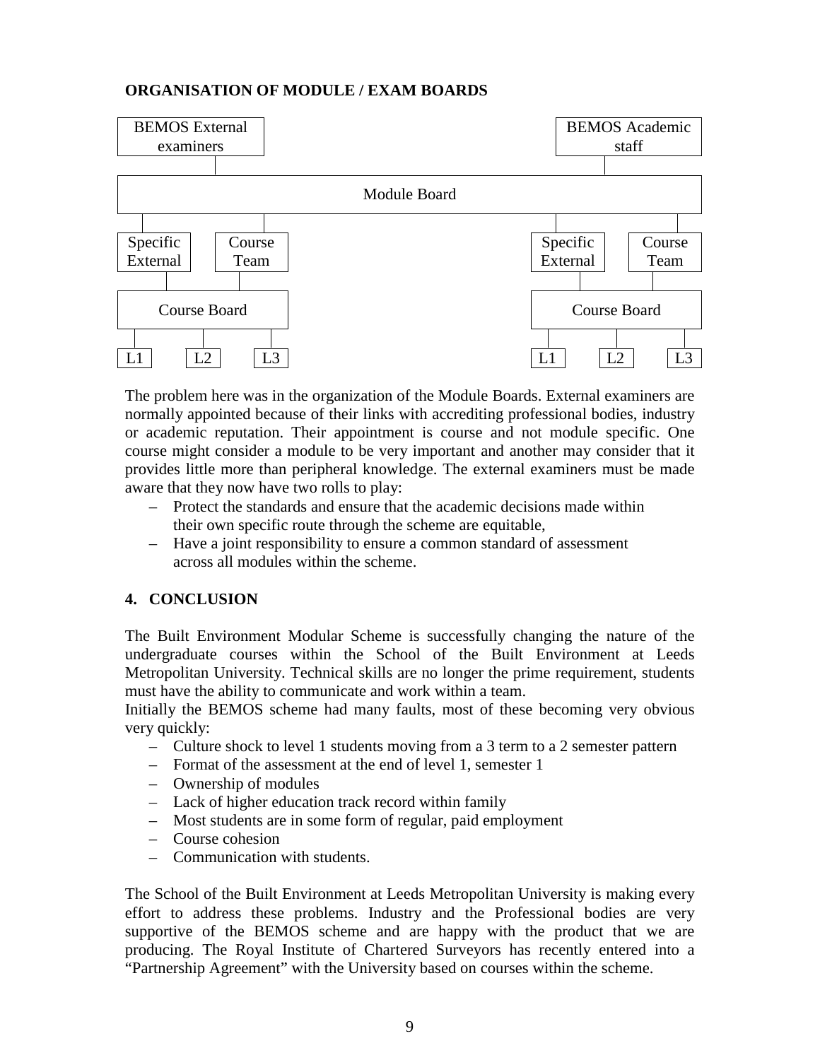**ORGANISATION OF MODULE / EXAM BOARDS**

BEMOS External examiners | BEMOS Academic staff

Module Board

Specific External | Course Team | Specific External | Course Team

Course Board | Course Board

L1 | L2 | L3 | L1 | L2 | L3

The problem here was in the organization of the Module Boards. External examiners are normally appointed because of their links with accrediting professional bodies, industry or academic reputation. Their appointment is course and not module specific. One course might consider a module to be very important and another may consider that it provides little more than peripheral knowledge. The external examiners must be made aware that they now have two rolls to play:

- Protect the standards and ensure that the academic decisions made within their own specific route through the scheme are equitable,
- Have a joint responsibility to ensure a common standard of assessment across all modules within the scheme.

## 4. CONCLUSION

The Built Environment Modular Scheme is successfully changing the nature of the undergraduate courses within the School of the Built Environment at Leeds Metropolitan University. Technical skills are no longer the prime requirement, students must have the ability to communicate and work within a team.

Initially the BEMOS scheme had many faults, most of these becoming very obvious very quickly:

- Culture shock to level 1 students moving from a 3 term to a 2 semester pattern
- Format of the assessment at the end of level 1, semester 1
- Ownership of modules
- Lack of higher education track record within family
- Most students are in some form of regular, paid employment
- Course cohesion
- Communication with students.

The School of the Built Environment at Leeds Metropolitan University is making every effort to address these problems. Industry and the Professional bodies are very supportive of the BEMOS scheme and are happy with the product that we are producing. The Royal Institute of Chartered Surveyors has recently entered into a "Partnership Agreement" with the University based on courses within the scheme.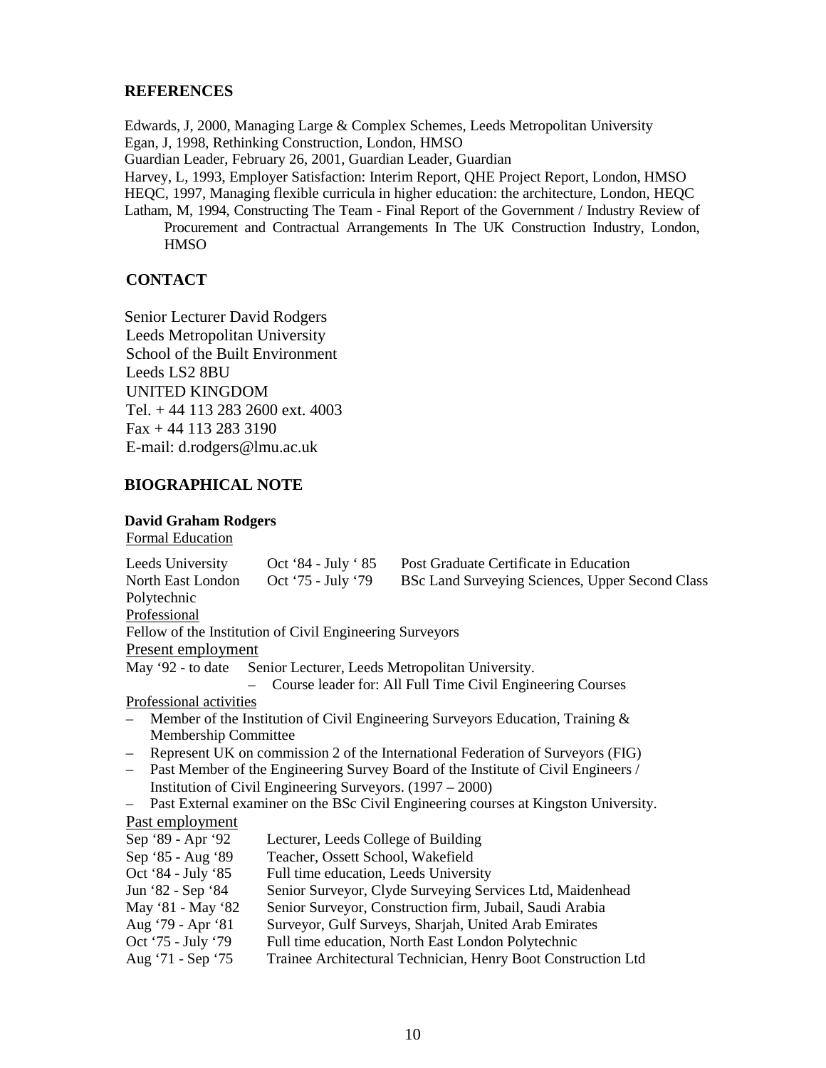## REFERENCES

Edwards, J, 2000, Managing Large & Complex Schemes, Leeds Metropolitan University

Egan, J, 1998, Rethinking Construction, London, HMSO

Guardian Leader, February 26, 2001, Guardian Leader, Guardian

Harvey, L, 1993, Employer Satisfaction: Interim Report, QHE Project Report, London, HMSO

HEQC, 1997, Managing flexible curricula in higher education: the architecture, London, HEQC

Latham, M, 1994, Constructing The Team - Final Report of the Government / Industry Review of Procurement and Contractual Arrangements In The UK Construction Industry, London, HMSO

## CONTACT

Senior Lecturer David Rodgers
Leeds Metropolitan University
School of the Built Environment
Leeds LS2 8BU
UNITED KINGDOM
Tel. + 44 113 283 2600 ext. 4003
Fax + 44 113 283 3190
E-mail: d.rodgers@lmu.ac.uk

## BIOGRAPHICAL NOTE

**David Graham Rodgers**

Formal Education

| | | |
|---|---|---|
| Leeds University | Oct '84 - July ' 85 | Post Graduate Certificate in Education |
| North East London Polytechnic | Oct '75 - July '79 | BSc Land Surveying Sciences, Upper Second Class |

Professional

Fellow of the Institution of Civil Engineering Surveyors

Present employment

May '92 - to date Senior Lecturer, Leeds Metropolitan University.

– Course leader for: All Full Time Civil Engineering Courses

Professional activities

- Member of the Institution of Civil Engineering Surveyors Education, Training & Membership Committee
- Represent UK on commission 2 of the International Federation of Surveyors (FIG)
- Past Member of the Engineering Survey Board of the Institute of Civil Engineers / Institution of Civil Engineering Surveyors. (1997 – 2000)
- Past External examiner on the BSc Civil Engineering courses at Kingston University.

Past employment

| | |
|---|---|
| Sep '89 - Apr '92 | Lecturer, Leeds College of Building |
| Sep '85 - Aug '89 | Teacher, Ossett School, Wakefield |
| Oct '84 - July '85 | Full time education, Leeds University |
| Jun '82 - Sep '84 | Senior Surveyor, Clyde Surveying Services Ltd, Maidenhead |
| May '81 - May '82 | Senior Surveyor, Construction firm, Jubail, Saudi Arabia |
| Aug '79 - Apr '81 | Surveyor, Gulf Surveys, Sharjah, United Arab Emirates |
| Oct '75 - July '79 | Full time education, North East London Polytechnic |
| Aug '71 - Sep '75 | Trainee Architectural Technician, Henry Boot Construction Ltd |